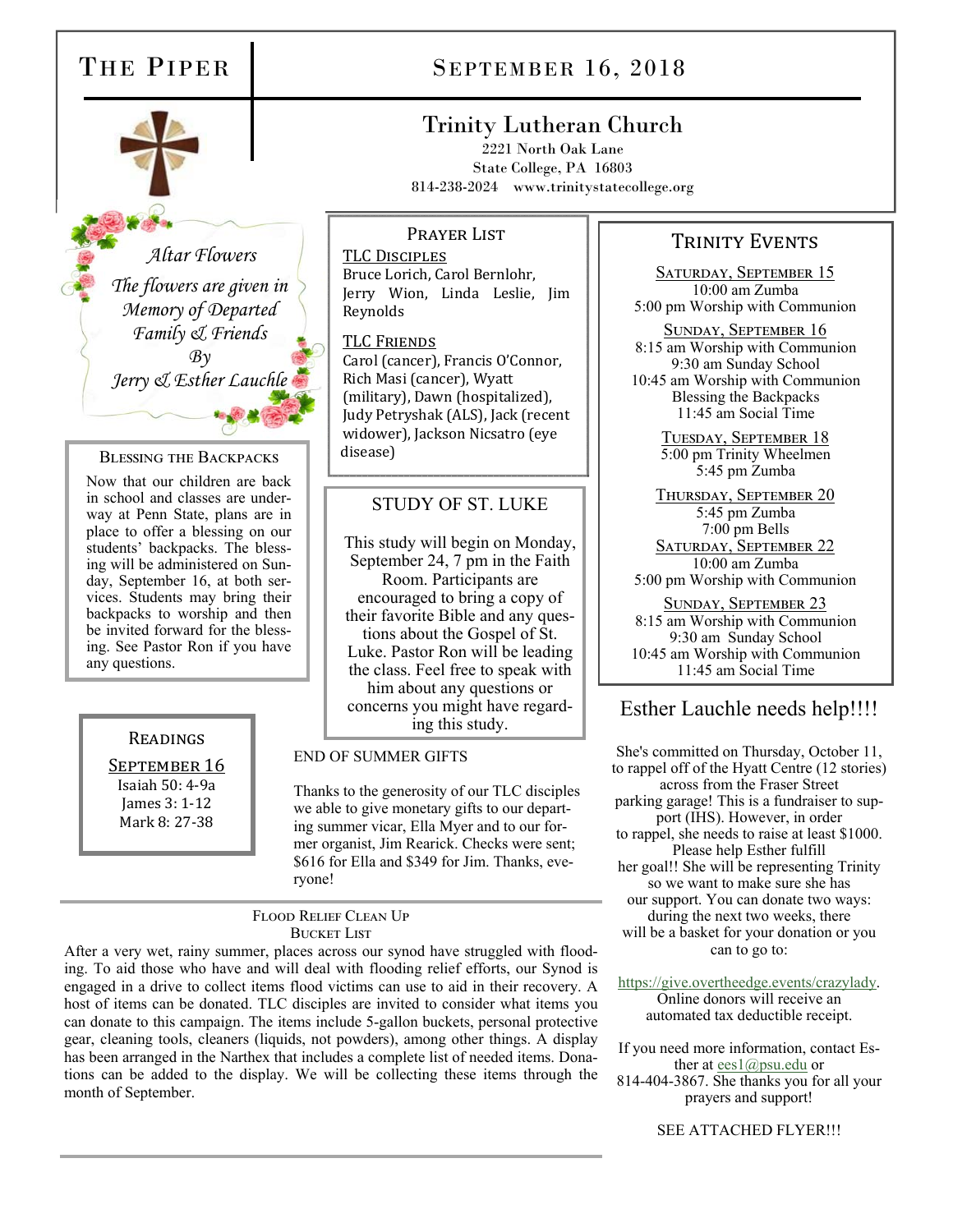# The Piper

## September 16, 2018

## Trinity Lutheran Church

2221 North Oak Lane
State College, PA 16803
814-238-2024 www.trinitystatecollege.org

*Altar Flowers*

*The flowers are given in Memory of Departed Family & Friends By Jerry & Esther Lauchle*

### Blessing the Backpacks

Now that our children are back in school and classes are underway at Penn State, plans are in place to offer a blessing on our students' backpacks. The blessing will be administered on Sunday, September 16, at both services. Students may bring their backpacks to worship and then be invited forward for the blessing. See Pastor Ron if you have any questions.

### Readings

**September 16**
Isaiah 50: 4-9a
James 3: 1-12
Mark 8: 27-38

### Prayer List

**TLC Disciples**
Bruce Lorich, Carol Bernlohr, Jerry Wion, Linda Leslie, Jim Reynolds

**TLC Friends**
Carol (cancer), Francis O'Connor, Rich Masi (cancer), Wyatt (military), Dawn (hospitalized), Judy Petryshak (ALS), Jack (recent widower), Jackson Nicsatro (eye disease)

### Study of St. Luke

This study will begin on Monday, September 24, 7 pm in the Faith Room. Participants are encouraged to bring a copy of their favorite Bible and any questions about the Gospel of St. Luke. Pastor Ron will be leading the class. Feel free to speak with him about any questions or concerns you might have regarding this study.

### End of Summer Gifts

Thanks to the generosity of our TLC disciples we are able to give monetary gifts to our departing summer vicar, Ella Myer and to our former organist, Jim Rearick. Checks were sent; $616 for Ella and $349 for Jim. Thanks, everyone!

### Flood Relief Clean Up Bucket List

After a very wet, rainy summer, places across our synod have struggled with flooding. To aid those who have and will deal with flooding relief efforts, our Synod is engaged in a drive to collect items flood victims can use to aid in their recovery. A host of items can be donated. TLC disciples are invited to consider what items you can donate to this campaign. The items include 5-gallon buckets, personal protective gear, cleaning tools, cleaners (liquids, not powders), among other things. A display has been arranged in the Narthex that includes a complete list of needed items. Donations can be added to the display. We will be collecting these items through the month of September.

### Trinity Events

**Saturday, September 15**
10:00 am Zumba
5:00 pm Worship with Communion

**Sunday, September 16**
8:15 am Worship with Communion
9:30 am Sunday School
10:45 am Worship with Communion
Blessing the Backpacks
11:45 am Social Time

**Tuesday, September 18**
5:00 pm Trinity Wheelmen
5:45 pm Zumba

**Thursday, September 20**
5:45 pm Zumba
7:00 pm Bells

**Saturday, September 22**
10:00 am Zumba
5:00 pm Worship with Communion

**Sunday, September 23**
8:15 am Worship with Communion
9:30 am Sunday School
10:45 am Worship with Communion
11:45 am Social Time

### Esther Lauchle needs help!!!!

She's committed on Thursday, October 11, to rappel off of the Hyatt Centre (12 stories) across from the Fraser Street parking garage! This is a fundraiser to support (IHS). However, in order to rappel, she needs to raise at least $1000. Please help Esther fulfill her goal!! She will be representing Trinity so we want to make sure she has our support. You can donate two ways: during the next two weeks, there will be a basket for your donation or you can to go to:

https://give.overtheedge.events/crazylady. Online donors will receive an automated tax deductible receipt.

If you need more information, contact Esther at ees1@psu.edu or 814-404-3867. She thanks you for all your prayers and support!

SEE ATTACHED FLYER!!!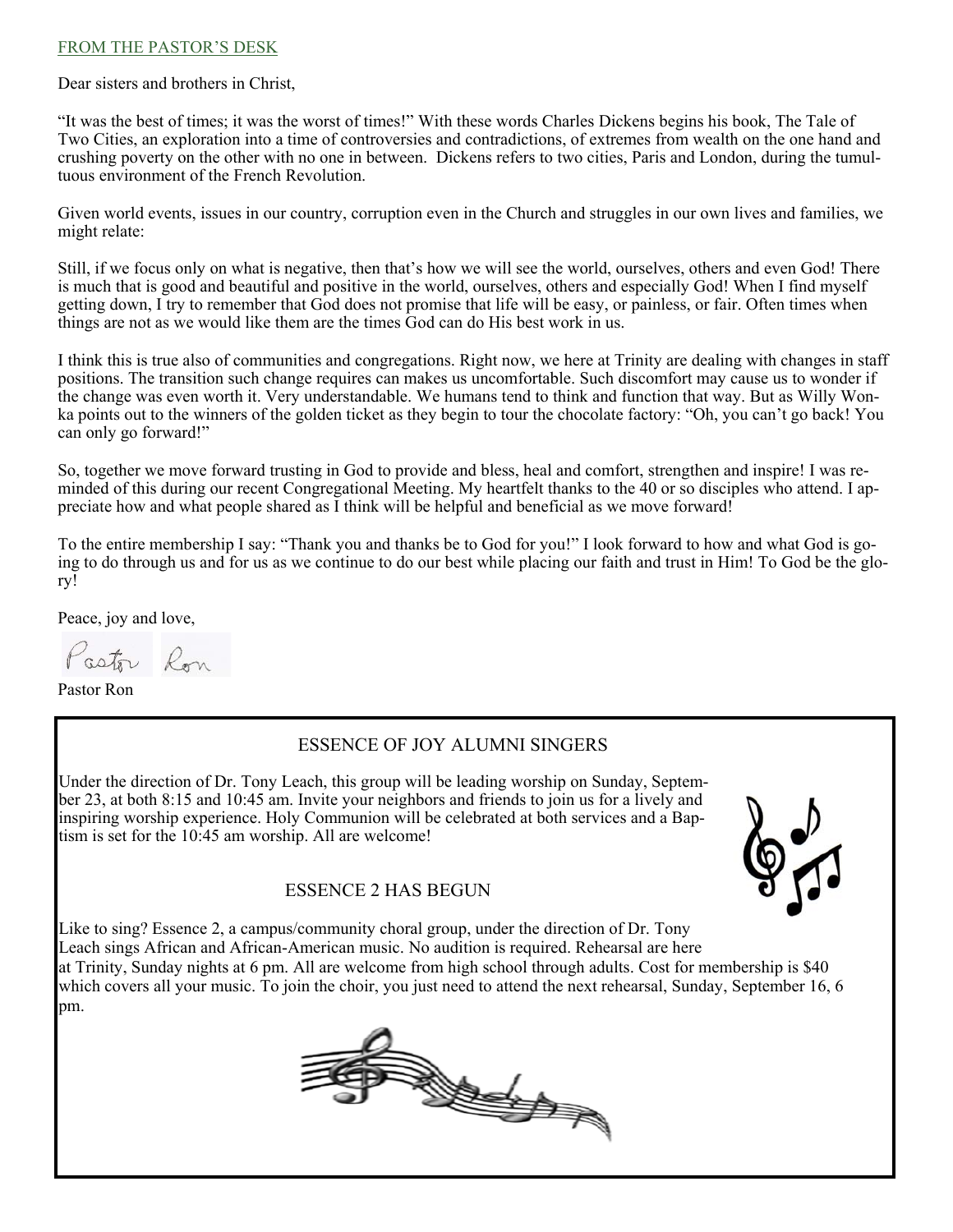## FROM THE PASTOR'S DESK

Dear sisters and brothers in Christ,

"It was the best of times; it was the worst of times!" With these words Charles Dickens begins his book, The Tale of Two Cities, an exploration into a time of controversies and contradictions, of extremes from wealth on the one hand and crushing poverty on the other with no one in between. Dickens refers to two cities, Paris and London, during the tumultuous environment of the French Revolution.

Given world events, issues in our country, corruption even in the Church and struggles in our own lives and families, we might relate:

Still, if we focus only on what is negative, then that's how we will see the world, ourselves, others and even God! There is much that is good and beautiful and positive in the world, ourselves, others and especially God! When I find myself getting down, I try to remember that God does not promise that life will be easy, or painless, or fair. Often times when things are not as we would like them are the times God can do His best work in us.

I think this is true also of communities and congregations. Right now, we here at Trinity are dealing with changes in staff positions. The transition such change requires can makes us uncomfortable. Such discomfort may cause us to wonder if the change was even worth it. Very understandable. We humans tend to think and function that way. But as Willy Wonka points out to the winners of the golden ticket as they begin to tour the chocolate factory: "Oh, you can't go back! You can only go forward!"

So, together we move forward trusting in God to provide and bless, heal and comfort, strengthen and inspire! I was reminded of this during our recent Congregational Meeting. My heartfelt thanks to the 40 or so disciples who attend. I appreciate how and what people shared as I think will be helpful and beneficial as we move forward!

To the entire membership I say: "Thank you and thanks be to God for you!" I look forward to how and what God is going to do through us and for us as we continue to do our best while placing our faith and trust in Him! To God be the glory!

Peace, joy and love,

Pastor Ron

Pastor Ron

## ESSENCE OF JOY ALUMNI SINGERS

Under the direction of Dr. Tony Leach, this group will be leading worship on Sunday, September 23, at both 8:15 and 10:45 am. Invite your neighbors and friends to join us for a lively and inspiring worship experience. Holy Communion will be celebrated at both services and a Baptism is set for the 10:45 am worship. All are welcome!

## ESSENCE 2 HAS BEGUN

Like to sing? Essence 2, a campus/community choral group, under the direction of Dr. Tony Leach sings African and African-American music. No audition is required. Rehearsal are here at Trinity, Sunday nights at 6 pm. All are welcome from high school through adults. Cost for membership is $40 which covers all your music. To join the choir, you just need to attend the next rehearsal, Sunday, September 16, 6 pm.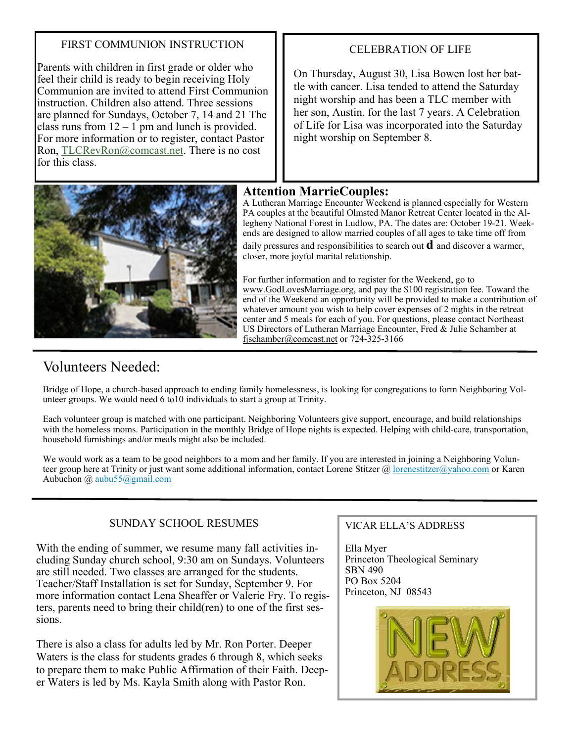## FIRST COMMUNION INSTRUCTION

Parents with children in first grade or older who feel their child is ready to begin receiving Holy Communion are invited to attend First Communion instruction. Children also attend. Three sessions are planned for Sundays, October 7, 14 and 21 The class runs from 12 – 1 pm and lunch is provided. For more information or to register, contact Pastor Ron, TLCRevRon@comcast.net. There is no cost for this class.

## CELEBRATION OF LIFE

On Thursday, August 30, Lisa Bowen lost her battle with cancer. Lisa tended to attend the Saturday night worship and has been a TLC member with her son, Austin, for the last 7 years. A Celebration of Life for Lisa was incorporated into the Saturday night worship on September 8.

## Attention MarrieCouples:

A Lutheran Marriage Encounter Weekend is planned especially for Western PA couples at the beautiful Olmsted Manor Retreat Center located in the Allegheny National Forest in Ludlow, PA. The dates are: October 19-21. Weekends are designed to allow married couples of all ages to take time off from daily pressures and responsibilities to search out **d** and discover a warmer, closer, more joyful marital relationship.

For further information and to register for the Weekend, go to www.GodLovesMarriage.org, and pay the $100 registration fee. Toward the end of the Weekend an opportunity will be provided to make a contribution of whatever amount you wish to help cover expenses of 2 nights in the retreat center and 5 meals for each of you. For questions, please contact Northeast US Directors of Lutheran Marriage Encounter, Fred & Julie Schamber at fjschamber@comcast.net or 724-325-3166

## Volunteers Needed:

Bridge of Hope, a church-based approach to ending family homelessness, is looking for congregations to form Neighboring Volunteer groups. We would need 6 to10 individuals to start a group at Trinity.

Each volunteer group is matched with one participant. Neighboring Volunteers give support, encourage, and build relationships with the homeless moms. Participation in the monthly Bridge of Hope nights is expected. Helping with child-care, transportation, household furnishings and/or meals might also be included.

We would work as a team to be good neighbors to a mom and her family. If you are interested in joining a Neighboring Volunteer group here at Trinity or just want some additional information, contact Lorene Stitzer @ lorenestitzer@yahoo.com or Karen Aubuchon @ aubu55@gmail.com

## SUNDAY SCHOOL RESUMES

With the ending of summer, we resume many fall activities including Sunday church school, 9:30 am on Sundays. Volunteers are still needed. Two classes are arranged for the students. Teacher/Staff Installation is set for Sunday, September 9. For more information contact Lena Sheaffer or Valerie Fry. To registers, parents need to bring their child(ren) to one of the first sessions.

There is also a class for adults led by Mr. Ron Porter. Deeper Waters is the class for students grades 6 through 8, which seeks to prepare them to make Public Affirmation of their Faith. Deeper Waters is led by Ms. Kayla Smith along with Pastor Ron.

## VICAR ELLA'S ADDRESS

Ella Myer  
Princeton Theological Seminary  
SBN 490  
PO Box 5204  
Princeton, NJ 08543

NEW ADDRESS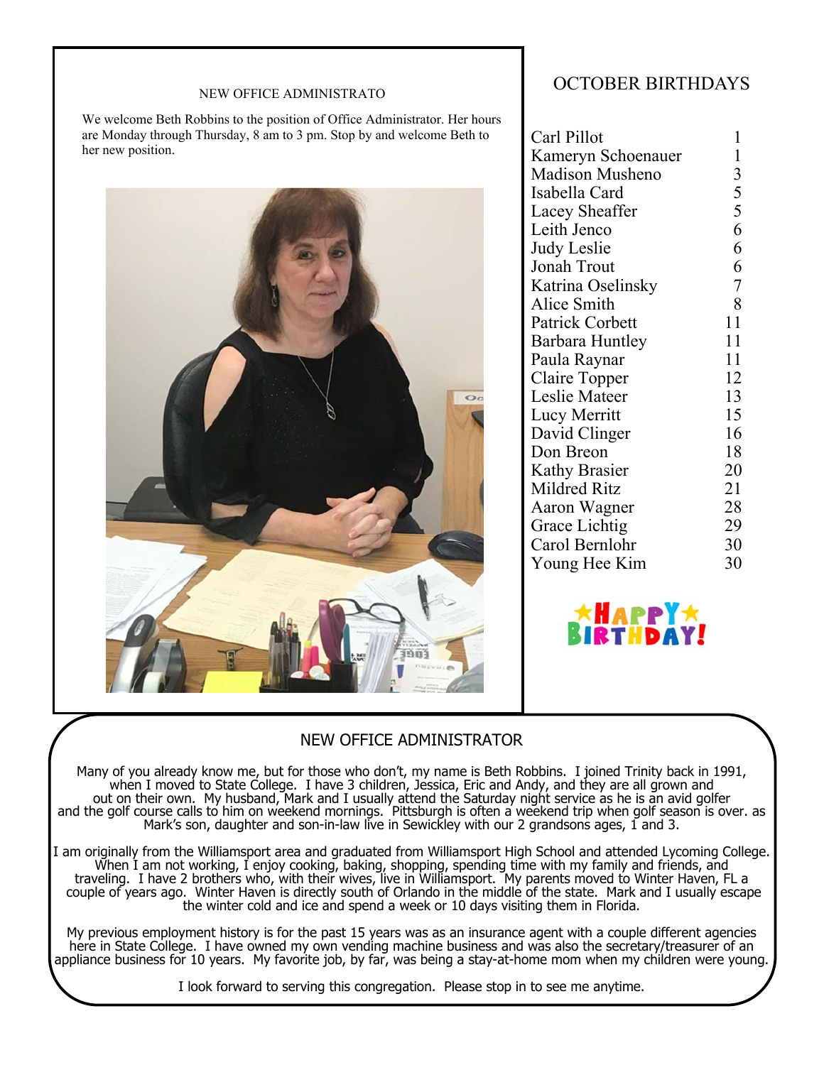## NEW OFFICE ADMINISTRATO

We welcome Beth Robbins to the position of Office Administrator. Her hours are Monday through Thursday, 8 am to 3 pm. Stop by and welcome Beth to her new position.

## OCTOBER BIRTHDAYS

| Name | Day |
|---|---|
| Carl Pillot | 1 |
| Kameryn Schoenauer | 1 |
| Madison Musheno | 3 |
| Isabella Card | 5 |
| Lacey Sheaffer | 5 |
| Leith Jenco | 6 |
| Judy Leslie | 6 |
| Jonah Trout | 6 |
| Katrina Oselinsky | 7 |
| Alice Smith | 8 |
| Patrick Corbett | 11 |
| Barbara Huntley | 11 |
| Paula Raynar | 11 |
| Claire Topper | 12 |
| Leslie Mateer | 13 |
| Lucy Merritt | 15 |
| David Clinger | 16 |
| Don Breon | 18 |
| Kathy Brasier | 20 |
| Mildred Ritz | 21 |
| Aaron Wagner | 28 |
| Grace Lichtig | 29 |
| Carol Bernlohr | 30 |
| Young Hee Kim | 30 |

HAPPY BIRTHDAY!

## NEW OFFICE ADMINISTRATOR

Many of you already know me, but for those who don't, my name is Beth Robbins. I joined Trinity back in 1991, when I moved to State College. I have 3 children, Jessica, Eric and Andy, and they are all grown and out on their own. My husband, Mark and I usually attend the Saturday night service as he is an avid golfer and the golf course calls to him on weekend mornings. Pittsburgh is often a weekend trip when golf season is over. as Mark's son, daughter and son-in-law live in Sewickley with our 2 grandsons ages, 1 and 3.

I am originally from the Williamsport area and graduated from Williamsport High School and attended Lycoming College. When I am not working, I enjoy cooking, baking, shopping, spending time with my family and friends, and traveling. I have 2 brothers who, with their wives, live in Williamsport. My parents moved to Winter Haven, FL a couple of years ago. Winter Haven is directly south of Orlando in the middle of the state. Mark and I usually escape the winter cold and ice and spend a week or 10 days visiting them in Florida.

My previous employment history is for the past 15 years was as an insurance agent with a couple different agencies here in State College. I have owned my own vending machine business and was also the secretary/treasurer of an appliance business for 10 years. My favorite job, by far, was being a stay-at-home mom when my children were young.

I look forward to serving this congregation. Please stop in to see me anytime.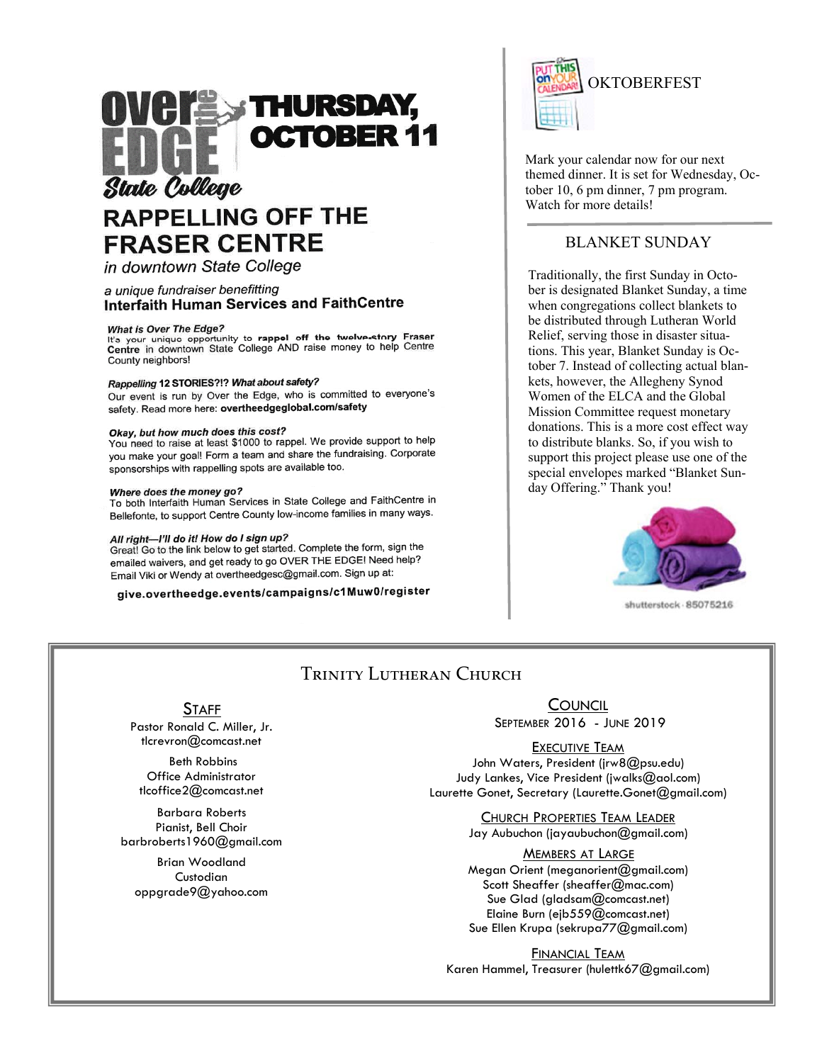# Over the EDGE State College

## THURSDAY, OCTOBER 11

## RAPPELLING OFF THE FRASER CENTRE

*in downtown State College*

*a unique fundraiser benefitting*
**Interfaith Human Services and FaithCentre**

***What is Over The Edge?***
It's your unique opportunity to **rappel off the twelve-story Fraser Centre** in downtown State College AND raise money to help Centre County neighbors!

***Rappelling* 12 STORIES?!? *What about safety?***
Our event is run by Over the Edge, who is committed to everyone's safety. Read more here: **overtheedgeglobal.com/safety**

***Okay, but how much does this cost?***
You need to raise at least $1000 to rappel. We provide support to help you make your goal! Form a team and share the fundraising. Corporate sponsorships with rappelling spots are available too.

***Where does the money go?***
To both Interfaith Human Services in State College and FaithCentre in Bellefonte, to support Centre County low-income families in many ways.

***All right—I'll do it! How do I sign up?***
Great! Go to the link below to get started. Complete the form, sign the emailed waivers, and get ready to go OVER THE EDGE! Need help? Email Viki or Wendy at overtheedgesc@gmail.com. Sign up at:

**give.overtheedge.events/campaigns/c1Muw0/register**

## OKTOBERFEST

PUT THIS ON YOUR CALENDAR!

Mark your calendar now for our next themed dinner. It is set for Wednesday, October 10, 6 pm dinner, 7 pm program. Watch for more details!

## BLANKET SUNDAY

Traditionally, the first Sunday in October is designated Blanket Sunday, a time when congregations collect blankets to be distributed through Lutheran World Relief, serving those in disaster situations. This year, Blanket Sunday is October 7. Instead of collecting actual blankets, however, the Allegheny Synod Women of the ELCA and the Global Mission Committee request monetary donations. This is a more cost effect way to distribute blanks. So, if you wish to support this project please use one of the special envelopes marked "Blanket Sunday Offering." Thank you!

shutterstock · 85075216

## Trinity Lutheran Church

### Staff

Pastor Ronald C. Miller, Jr.
tlcrevron@comcast.net

Beth Robbins
Office Administrator
tlcoffice2@comcast.net

Barbara Roberts
Pianist, Bell Choir
barbroberts1960@gmail.com

Brian Woodland
Custodian
oppgrade9@yahoo.com

### Council

September 2016 - June 2019

**Executive Team**
John Waters, President (jrw8@psu.edu)
Judy Lankes, Vice President (jwalks@aol.com)
Laurette Gonet, Secretary (Laurette.Gonet@gmail.com)

**Church Properties Team Leader**
Jay Aubuchon (jayaubuchon@gmail.com)

**Members at Large**
Megan Orient (meganorient@gmail.com)
Scott Sheaffer (sheaffer@mac.com)
Sue Glad (gladsam@comcast.net)
Elaine Burn (ejb559@comcast.net)
Sue Ellen Krupa (sekrupa77@gmail.com)

**Financial Team**
Karen Hammel, Treasurer (hulettk67@gmail.com)